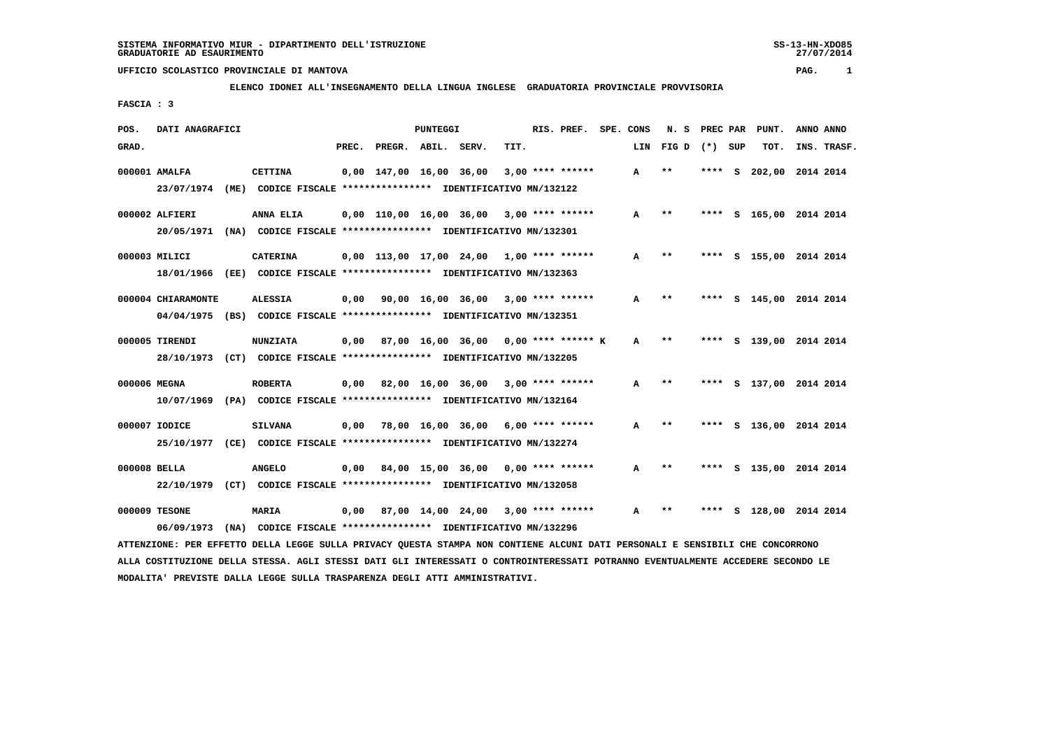SISTEMA INFORMATIVO MIUR - DIPARTIMENTO DELL'ISTRUZIONE
GRADUATORIE AD ESAURIMENTO

UFFICIO SCOLASTICO PROVINCIALE DI MANTOVA

**ELENCO IDONEI ALL'INSEGNAMENTO DELLA LINGUA INGLESE GRADUATORIA PROVINCIALE PROVVISORIA**

**FASCIA : 3**

| POS. GRAD. | DATI ANAGRAFICI | | PREC. | PREGR. | ABIL. | SERV. | TIT. | RIS. PREF. | SPE. CONS | LIN | N. S FIG D | PREC PAR (*) | SUP | PUNT. TOT. | ANNO INS. | ANNO TRASF. |
|---|---|---|---|---|---|---|---|---|---|---|---|---|---|---|---|---|
| 000001 | AMALFA | CETTINA | 0,00 | 147,00 | 16,00 | 36,00 | 3,00 | **** ****** | | A | ** | **** | S | 202,00 | 2014 | 2014 |
| | 23/07/1974 (ME) CODICE FISCALE **************** IDENTIFICATIVO MN/132122 | | | | | | | | | | | | | | | |
| 000002 | ALFIERI | ANNA ELIA | 0,00 | 110,00 | 16,00 | 36,00 | 3,00 | **** ****** | | A | ** | **** | S | 165,00 | 2014 | 2014 |
| | 20/05/1971 (NA) CODICE FISCALE **************** IDENTIFICATIVO MN/132301 | | | | | | | | | | | | | | | |
| 000003 | MILICI | CATERINA | 0,00 | 113,00 | 17,00 | 24,00 | 1,00 | **** ****** | | A | ** | **** | S | 155,00 | 2014 | 2014 |
| | 18/01/1966 (EE) CODICE FISCALE **************** IDENTIFICATIVO MN/132363 | | | | | | | | | | | | | | | |
| 000004 | CHIARAMONTE | ALESSIA | 0,00 | 90,00 | 16,00 | 36,00 | 3,00 | **** ****** | | A | ** | **** | S | 145,00 | 2014 | 2014 |
| | 04/04/1975 (BS) CODICE FISCALE **************** IDENTIFICATIVO MN/132351 | | | | | | | | | | | | | | | |
| 000005 | TIRENDI | NUNZIATA | 0,00 | 87,00 | 16,00 | 36,00 | 0,00 | **** ****** K | | A | ** | **** | S | 139,00 | 2014 | 2014 |
| | 28/10/1973 (CT) CODICE FISCALE **************** IDENTIFICATIVO MN/132205 | | | | | | | | | | | | | | | |
| 000006 | MEGNA | ROBERTA | 0,00 | 82,00 | 16,00 | 36,00 | 3,00 | **** ****** | | A | ** | **** | S | 137,00 | 2014 | 2014 |
| | 10/07/1969 (PA) CODICE FISCALE **************** IDENTIFICATIVO MN/132164 | | | | | | | | | | | | | | | |
| 000007 | IODICE | SILVANA | 0,00 | 78,00 | 16,00 | 36,00 | 6,00 | **** ****** | | A | ** | **** | S | 136,00 | 2014 | 2014 |
| | 25/10/1977 (CE) CODICE FISCALE **************** IDENTIFICATIVO MN/132274 | | | | | | | | | | | | | | | |
| 000008 | BELLA | ANGELO | 0,00 | 84,00 | 15,00 | 36,00 | 0,00 | **** ****** | | A | ** | **** | S | 135,00 | 2014 | 2014 |
| | 22/10/1979 (CT) CODICE FISCALE **************** IDENTIFICATIVO MN/132058 | | | | | | | | | | | | | | | |
| 000009 | TESONE | MARIA | 0,00 | 87,00 | 14,00 | 24,00 | 3,00 | **** ****** | | A | ** | **** | S | 128,00 | 2014 | 2014 |
| | 06/09/1973 (NA) CODICE FISCALE **************** IDENTIFICATIVO MN/132296 | | | | | | | | | | | | | | | |

ATTENZIONE: PER EFFETTO DELLA LEGGE SULLA PRIVACY QUESTA STAMPA NON CONTIENE ALCUNI DATI PERSONALI E SENSIBILI CHE CONCORRONO ALLA COSTITUZIONE DELLA STESSA. AGLI STESSI DATI GLI INTERESSATI O CONTROINTERESSATI POTRANNO EVENTUALMENTE ACCEDERE SECONDO LE MODALITA' PREVISTE DALLA LEGGE SULLA TRASPARENZA DEGLI ATTI AMMINISTRATIVI.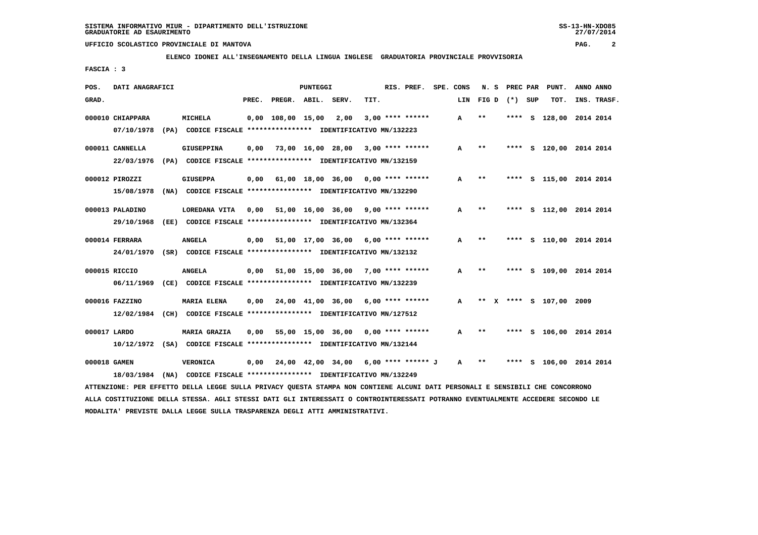SISTEMA INFORMATIVO MIUR - DIPARTIMENTO DELL'ISTRUZIONE
GRADUATORIE AD ESAURIMENTO

UFFICIO SCOLASTICO PROVINCIALE DI MANTOVA

**ELENCO IDONEI ALL'INSEGNAMENTO DELLA LINGUA INGLESE GRADUATORIA PROVINCIALE PROVVISORIA**

FASCIA : 3

| POS. GRAD. | DATI ANAGRAFICI | | PREC. | PREGR. | ABIL. | SERV. | TIT. | RIS. PREF. | SPE. CONS | LIN | N. S FIG D | PREC PAR (*) | SUP | PUNT. TOT. | ANNO INS. | ANNO TRASF. |
|---|---|---|---|---|---|---|---|---|---|---|---|---|---|---|---|---|
| 000010 | CHIAPPARA | MICHELA | 0,00 | 108,00 | 15,00 | 2,00 | 3,00 | **** ****** | | A | ** | **** | S | 128,00 | 2014 | 2014 |
| | 07/10/1978 (PA) CODICE FISCALE **************** IDENTIFICATIVO MN/132223 | | | | | | | | | | | | | | | |
| 000011 | CANNELLA | GIUSEPPINA | 0,00 | 73,00 | 16,00 | 28,00 | 3,00 | **** ****** | | A | ** | **** | S | 120,00 | 2014 | 2014 |
| | 22/03/1976 (PA) CODICE FISCALE **************** IDENTIFICATIVO MN/132159 | | | | | | | | | | | | | | | |
| 000012 | PIROZZI | GIUSEPPA | 0,00 | 61,00 | 18,00 | 36,00 | 0,00 | **** ****** | | A | ** | **** | S | 115,00 | 2014 | 2014 |
| | 15/08/1978 (NA) CODICE FISCALE **************** IDENTIFICATIVO MN/132290 | | | | | | | | | | | | | | | |
| 000013 | PALADINO | LOREDANA VITA | 0,00 | 51,00 | 16,00 | 36,00 | 9,00 | **** ****** | | A | ** | **** | S | 112,00 | 2014 | 2014 |
| | 29/10/1968 (EE) CODICE FISCALE **************** IDENTIFICATIVO MN/132364 | | | | | | | | | | | | | | | |
| 000014 | FERRARA | ANGELA | 0,00 | 51,00 | 17,00 | 36,00 | 6,00 | **** ****** | | A | ** | **** | S | 110,00 | 2014 | 2014 |
| | 24/01/1970 (SR) CODICE FISCALE **************** IDENTIFICATIVO MN/132132 | | | | | | | | | | | | | | | |
| 000015 | RICCIO | ANGELA | 0,00 | 51,00 | 15,00 | 36,00 | 7,00 | **** ****** | | A | ** | **** | S | 109,00 | 2014 | 2014 |
| | 06/11/1969 (CE) CODICE FISCALE **************** IDENTIFICATIVO MN/132239 | | | | | | | | | | | | | | | |
| 000016 | FAZZINO | MARIA ELENA | 0,00 | 24,00 | 41,00 | 36,00 | 6,00 | **** ****** | | A | ** X | **** | S | 107,00 | 2009 | |
| | 12/02/1984 (CH) CODICE FISCALE **************** IDENTIFICATIVO MN/127512 | | | | | | | | | | | | | | | |
| 000017 | LARDO | MARIA GRAZIA | 0,00 | 55,00 | 15,00 | 36,00 | 0,00 | **** ****** | | A | ** | **** | S | 106,00 | 2014 | 2014 |
| | 10/12/1972 (SA) CODICE FISCALE **************** IDENTIFICATIVO MN/132144 | | | | | | | | | | | | | | | |
| 000018 | GAMEN | VERONICA | 0,00 | 24,00 | 42,00 | 34,00 | 6,00 | **** ****** J | | A | ** | **** | S | 106,00 | 2014 | 2014 |
| | 18/03/1984 (NA) CODICE FISCALE **************** IDENTIFICATIVO MN/132249 | | | | | | | | | | | | | | | |

ATTENZIONE: PER EFFETTO DELLA LEGGE SULLA PRIVACY QUESTA STAMPA NON CONTIENE ALCUNI DATI PERSONALI E SENSIBILI CHE CONCORRONO ALLA COSTITUZIONE DELLA STESSA. AGLI STESSI DATI GLI INTERESSATI O CONTROINTERESSATI POTRANNO EVENTUALMENTE ACCEDERE SECONDO LE MODALITA' PREVISTE DALLA LEGGE SULLA TRASPARENZA DEGLI ATTI AMMINISTRATIVI.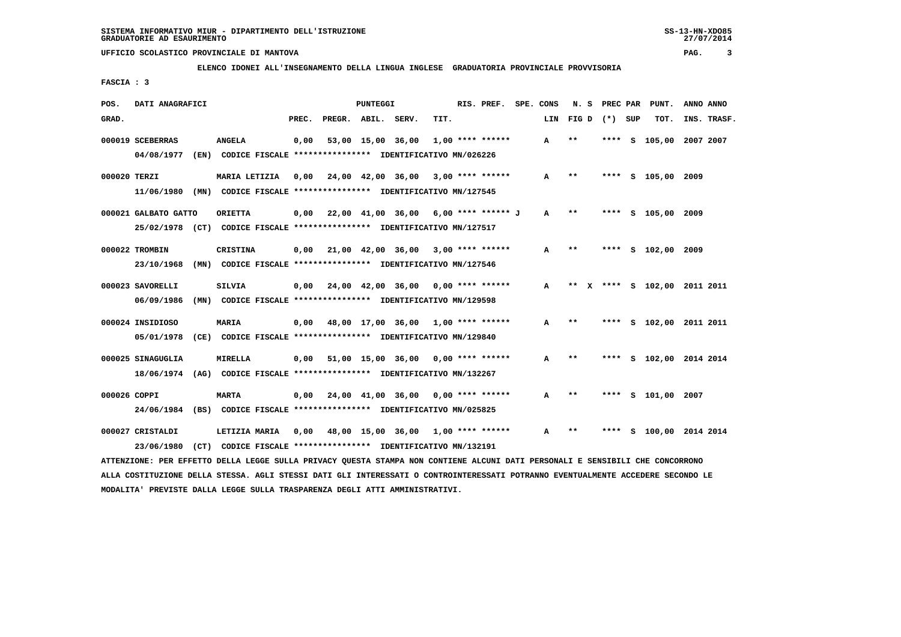SISTEMA INFORMATIVO MIUR - DIPARTIMENTO DELL'ISTRUZIONE
GRADUATORIE AD ESAURIMENTO

UFFICIO SCOLASTICO PROVINCIALE DI MANTOVA

**ELENCO IDONEI ALL'INSEGNAMENTO DELLA LINGUA INGLESE GRADUATORIA PROVINCIALE PROVVISORIA**

FASCIA : 3

| POS. GRAD. | DATI ANAGRAFICI | | PREC. | PREGR. | ABIL. | SERV. | TIT. | RIS. PREF. | SPE. CONS | LIN | N. S FIG D | PREC PAR (*) | SUP | PUNT. TOT. | ANNO INS. | ANNO TRASF. |
|---|---|---|---|---|---|---|---|---|---|---|---|---|---|---|---|---|
| 000019 | SCEBERRAS | ANGELA | 0,00 | 53,00 | 15,00 | 36,00 | 1,00 | **** ****** | | A | ** | **** | S | 105,00 | 2007 | 2007 |
| | 04/08/1977 (EN) | CODICE FISCALE **************** IDENTIFICATIVO MN/026226 | | | | | | | | | | | | | | |
| 000020 | TERZI | MARIA LETIZIA | 0,00 | 24,00 | 42,00 | 36,00 | 3,00 | **** ****** | | A | ** | **** | S | 105,00 | 2009 | |
| | 11/06/1980 (MN) | CODICE FISCALE **************** IDENTIFICATIVO MN/127545 | | | | | | | | | | | | | | |
| 000021 | GALBATO GATTO | ORIETTA | 0,00 | 22,00 | 41,00 | 36,00 | 6,00 | **** ****** J | | A | ** | **** | S | 105,00 | 2009 | |
| | 25/02/1978 (CT) | CODICE FISCALE **************** IDENTIFICATIVO MN/127517 | | | | | | | | | | | | | | |
| 000022 | TROMBIN | CRISTINA | 0,00 | 21,00 | 42,00 | 36,00 | 3,00 | **** ****** | | A | ** | **** | S | 102,00 | 2009 | |
| | 23/10/1968 (MN) | CODICE FISCALE **************** IDENTIFICATIVO MN/127546 | | | | | | | | | | | | | | |
| 000023 | SAVORELLI | SILVIA | 0,00 | 24,00 | 42,00 | 36,00 | 0,00 | **** ****** | | A | ** X | **** | S | 102,00 | 2011 | 2011 |
| | 06/09/1986 (MN) | CODICE FISCALE **************** IDENTIFICATIVO MN/129598 | | | | | | | | | | | | | | |
| 000024 | INSIDIOSO | MARIA | 0,00 | 48,00 | 17,00 | 36,00 | 1,00 | **** ****** | | A | ** | **** | S | 102,00 | 2011 | 2011 |
| | 05/01/1978 (CE) | CODICE FISCALE **************** IDENTIFICATIVO MN/129840 | | | | | | | | | | | | | | |
| 000025 | SINAGUGLIA | MIRELLA | 0,00 | 51,00 | 15,00 | 36,00 | 0,00 | **** ****** | | A | ** | **** | S | 102,00 | 2014 | 2014 |
| | 18/06/1974 (AG) | CODICE FISCALE **************** IDENTIFICATIVO MN/132267 | | | | | | | | | | | | | | |
| 000026 | COPPI | MARTA | 0,00 | 24,00 | 41,00 | 36,00 | 0,00 | **** ****** | | A | ** | **** | S | 101,00 | 2007 | |
| | 24/06/1984 (BS) | CODICE FISCALE **************** IDENTIFICATIVO MN/025825 | | | | | | | | | | | | | | |
| 000027 | CRISTALDI | LETIZIA MARIA | 0,00 | 48,00 | 15,00 | 36,00 | 1,00 | **** ****** | | A | ** | **** | S | 100,00 | 2014 | 2014 |
| | 23/06/1980 (CT) | CODICE FISCALE **************** IDENTIFICATIVO MN/132191 | | | | | | | | | | | | | | |

ATTENZIONE: PER EFFETTO DELLA LEGGE SULLA PRIVACY QUESTA STAMPA NON CONTIENE ALCUNI DATI PERSONALI E SENSIBILI CHE CONCORRONO ALLA COSTITUZIONE DELLA STESSA. AGLI STESSI DATI GLI INTERESSATI O CONTROINTERESSATI POTRANNO EVENTUALMENTE ACCEDERE SECONDO LE MODALITA' PREVISTE DALLA LEGGE SULLA TRASPARENZA DEGLI ATTI AMMINISTRATIVI.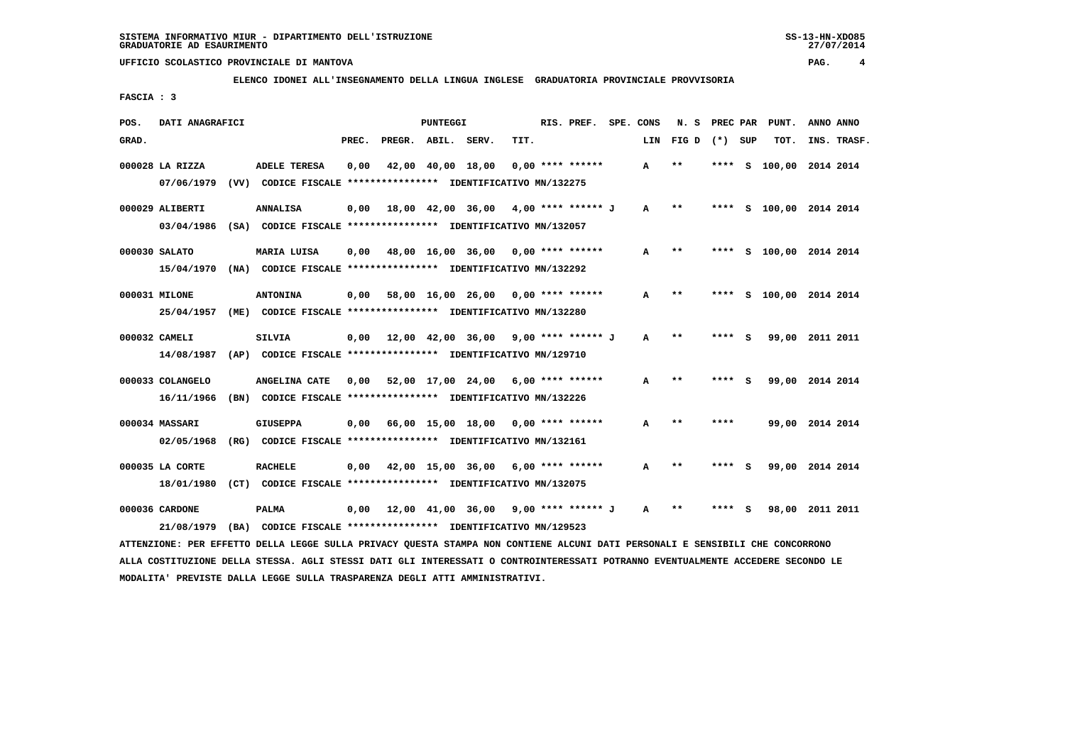SISTEMA INFORMATIVO MIUR - DIPARTIMENTO DELL'ISTRUZIONE
GRADUATORIE AD ESAURIMENTO

UFFICIO SCOLASTICO PROVINCIALE DI MANTOVA

**ELENCO IDONEI ALL'INSEGNAMENTO DELLA LINGUA INGLESE GRADUATORIA PROVINCIALE PROVVISORIA**

FASCIA : 3

| POS. GRAD. | DATI ANAGRAFICI | | PREC. | PREGR. | ABIL. | SERV. | TIT. | RIS. PREF. | SPE. CONS LIN | N. S FIG D | PREC PAR (*) | SUP | PUNT. TOT. | ANNO INS. | ANNO TRASF. |
|---|---|---|---|---|---|---|---|---|---|---|---|---|---|---|---|
| 000028 | LA RIZZA | ADELE TERESA | 0,00 | 42,00 | 40,00 | 18,00 | 0,00 | **** ****** | A | ** | **** | S | 100,00 | 2014 | 2014 |
| | 07/06/1979 (VV) CODICE FISCALE **************** IDENTIFICATIVO MN/132275 | | | | | | | | | | | | | | |
| 000029 | ALIBERTI | ANNALISA | 0,00 | 18,00 | 42,00 | 36,00 | 4,00 | **** ****** J | A | ** | **** | S | 100,00 | 2014 | 2014 |
| | 03/04/1986 (SA) CODICE FISCALE **************** IDENTIFICATIVO MN/132057 | | | | | | | | | | | | | | |
| 000030 | SALATO | MARIA LUISA | 0,00 | 48,00 | 16,00 | 36,00 | 0,00 | **** ****** | A | ** | **** | S | 100,00 | 2014 | 2014 |
| | 15/04/1970 (NA) CODICE FISCALE **************** IDENTIFICATIVO MN/132292 | | | | | | | | | | | | | | |
| 000031 | MILONE | ANTONINA | 0,00 | 58,00 | 16,00 | 26,00 | 0,00 | **** ****** | A | ** | **** | S | 100,00 | 2014 | 2014 |
| | 25/04/1957 (ME) CODICE FISCALE **************** IDENTIFICATIVO MN/132280 | | | | | | | | | | | | | | |
| 000032 | CAMELI | SILVIA | 0,00 | 12,00 | 42,00 | 36,00 | 9,00 | **** ****** J | A | ** | **** | S | 99,00 | 2011 | 2011 |
| | 14/08/1987 (AP) CODICE FISCALE **************** IDENTIFICATIVO MN/129710 | | | | | | | | | | | | | | |
| 000033 | COLANGELO | ANGELINA CATE | 0,00 | 52,00 | 17,00 | 24,00 | 6,00 | **** ****** | A | ** | **** | S | 99,00 | 2014 | 2014 |
| | 16/11/1966 (BN) CODICE FISCALE **************** IDENTIFICATIVO MN/132226 | | | | | | | | | | | | | | |
| 000034 | MASSARI | GIUSEPPA | 0,00 | 66,00 | 15,00 | 18,00 | 0,00 | **** ****** | A | ** | **** | | 99,00 | 2014 | 2014 |
| | 02/05/1968 (RG) CODICE FISCALE **************** IDENTIFICATIVO MN/132161 | | | | | | | | | | | | | | |
| 000035 | LA CORTE | RACHELE | 0,00 | 42,00 | 15,00 | 36,00 | 6,00 | **** ****** | A | ** | **** | S | 99,00 | 2014 | 2014 |
| | 18/01/1980 (CT) CODICE FISCALE **************** IDENTIFICATIVO MN/132075 | | | | | | | | | | | | | | |
| 000036 | CARDONE | PALMA | 0,00 | 12,00 | 41,00 | 36,00 | 9,00 | **** ****** J | A | ** | **** | S | 98,00 | 2011 | 2011 |
| | 21/08/1979 (BA) CODICE FISCALE **************** IDENTIFICATIVO MN/129523 | | | | | | | | | | | | | | |

ATTENZIONE: PER EFFETTO DELLA LEGGE SULLA PRIVACY QUESTA STAMPA NON CONTIENE ALCUNI DATI PERSONALI E SENSIBILI CHE CONCORRONO ALLA COSTITUZIONE DELLA STESSA. AGLI STESSI DATI GLI INTERESSATI O CONTROINTERESSATI POTRANNO EVENTUALMENTE ACCEDERE SECONDO LE MODALITA' PREVISTE DALLA LEGGE SULLA TRASPARENZA DEGLI ATTI AMMINISTRATIVI.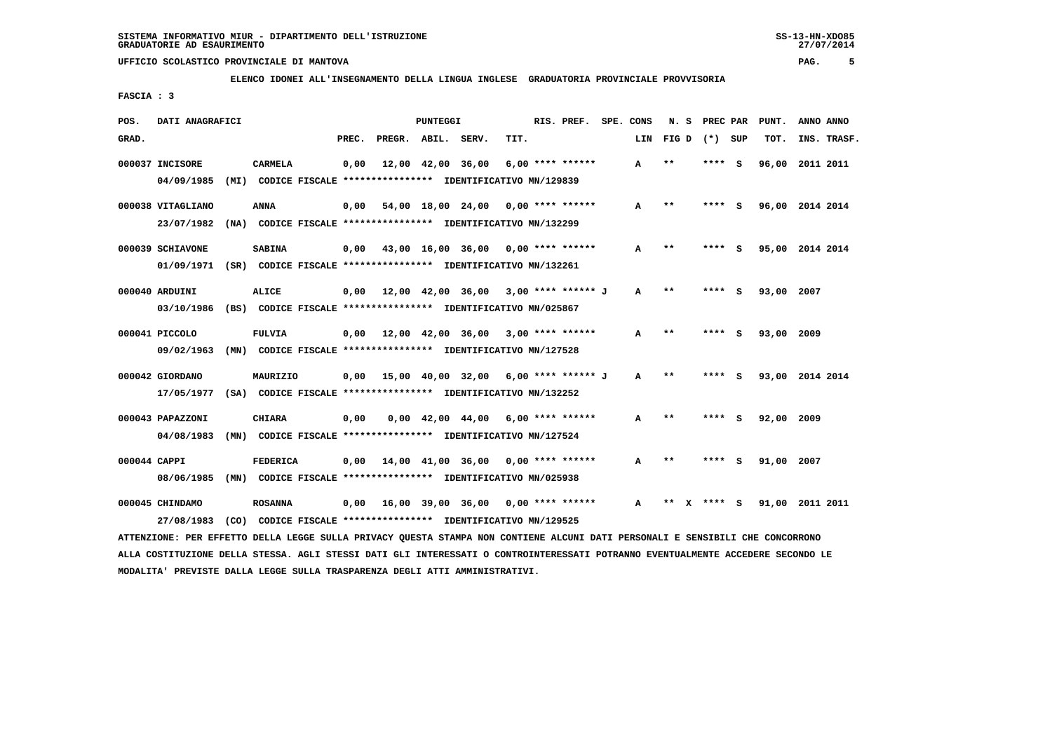SISTEMA INFORMATIVO MIUR - DIPARTIMENTO DELL'ISTRUZIONE
GRADUATORIE AD ESAURIMENTO

UFFICIO SCOLASTICO PROVINCIALE DI MANTOVA

**ELENCO IDONEI ALL'INSEGNAMENTO DELLA LINGUA INGLESE GRADUATORIA PROVINCIALE PROVVISORIA**

FASCIA : 3

| POS. GRAD. | DATI ANAGRAFICI | | PREC. | PREGR. | ABIL. | SERV. | TIT. | RIS. PREF. | SPE. CONS | LIN | N. S FIG D | PREC PAR (*) | SUP | PUNT. TOT. | ANNO INS. | ANNO TRASF. |
|---|---|---|---|---|---|---|---|---|---|---|---|---|---|---|---|---|
| 000037 | INCISORE | CARMELA | 0,00 | 12,00 | 42,00 | 36,00 | 6,00 | **** ****** | | A | ** | **** | S | 96,00 | 2011 | 2011 |
| | 04/09/1985 (MI) | CODICE FISCALE **************** IDENTIFICATIVO MN/129839 | | | | | | | | | | | | | | |
| 000038 | VITAGLIANO | ANNA | 0,00 | 54,00 | 18,00 | 24,00 | 0,00 | **** ****** | | A | ** | **** | S | 96,00 | 2014 | 2014 |
| | 23/07/1982 (NA) | CODICE FISCALE **************** IDENTIFICATIVO MN/132299 | | | | | | | | | | | | | | |
| 000039 | SCHIAVONE | SABINA | 0,00 | 43,00 | 16,00 | 36,00 | 0,00 | **** ****** | | A | ** | **** | S | 95,00 | 2014 | 2014 |
| | 01/09/1971 (SR) | CODICE FISCALE **************** IDENTIFICATIVO MN/132261 | | | | | | | | | | | | | | |
| 000040 | ARDUINI | ALICE | 0,00 | 12,00 | 42,00 | 36,00 | 3,00 | **** ****** J | | A | ** | **** | S | 93,00 | 2007 | |
| | 03/10/1986 (BS) | CODICE FISCALE **************** IDENTIFICATIVO MN/025867 | | | | | | | | | | | | | | |
| 000041 | PICCOLO | FULVIA | 0,00 | 12,00 | 42,00 | 36,00 | 3,00 | **** ****** | | A | ** | **** | S | 93,00 | 2009 | |
| | 09/02/1963 (MN) | CODICE FISCALE **************** IDENTIFICATIVO MN/127528 | | | | | | | | | | | | | | |
| 000042 | GIORDANO | MAURIZIO | 0,00 | 15,00 | 40,00 | 32,00 | 6,00 | **** ****** J | | A | ** | **** | S | 93,00 | 2014 | 2014 |
| | 17/05/1977 (SA) | CODICE FISCALE **************** IDENTIFICATIVO MN/132252 | | | | | | | | | | | | | | |
| 000043 | PAPAZZONI | CHIARA | 0,00 | 0,00 | 42,00 | 44,00 | 6,00 | **** ****** | | A | ** | **** | S | 92,00 | 2009 | |
| | 04/08/1983 (MN) | CODICE FISCALE **************** IDENTIFICATIVO MN/127524 | | | | | | | | | | | | | | |
| 000044 | CAPPI | FEDERICA | 0,00 | 14,00 | 41,00 | 36,00 | 0,00 | **** ****** | | A | ** | **** | S | 91,00 | 2007 | |
| | 08/06/1985 (MN) | CODICE FISCALE **************** IDENTIFICATIVO MN/025938 | | | | | | | | | | | | | | |
| 000045 | CHINDAMO | ROSANNA | 0,00 | 16,00 | 39,00 | 36,00 | 0,00 | **** ****** | | A | ** X | **** | S | 91,00 | 2011 | 2011 |
| | 27/08/1983 (CO) | CODICE FISCALE **************** IDENTIFICATIVO MN/129525 | | | | | | | | | | | | | | |

ATTENZIONE: PER EFFETTO DELLA LEGGE SULLA PRIVACY QUESTA STAMPA NON CONTIENE ALCUNI DATI PERSONALI E SENSIBILI CHE CONCORRONO ALLA COSTITUZIONE DELLA STESSA. AGLI STESSI DATI GLI INTERESSATI O CONTROINTERESSATI POTRANNO EVENTUALMENTE ACCEDERE SECONDO LE MODALITA' PREVISTE DALLA LEGGE SULLA TRASPARENZA DEGLI ATTI AMMINISTRATIVI.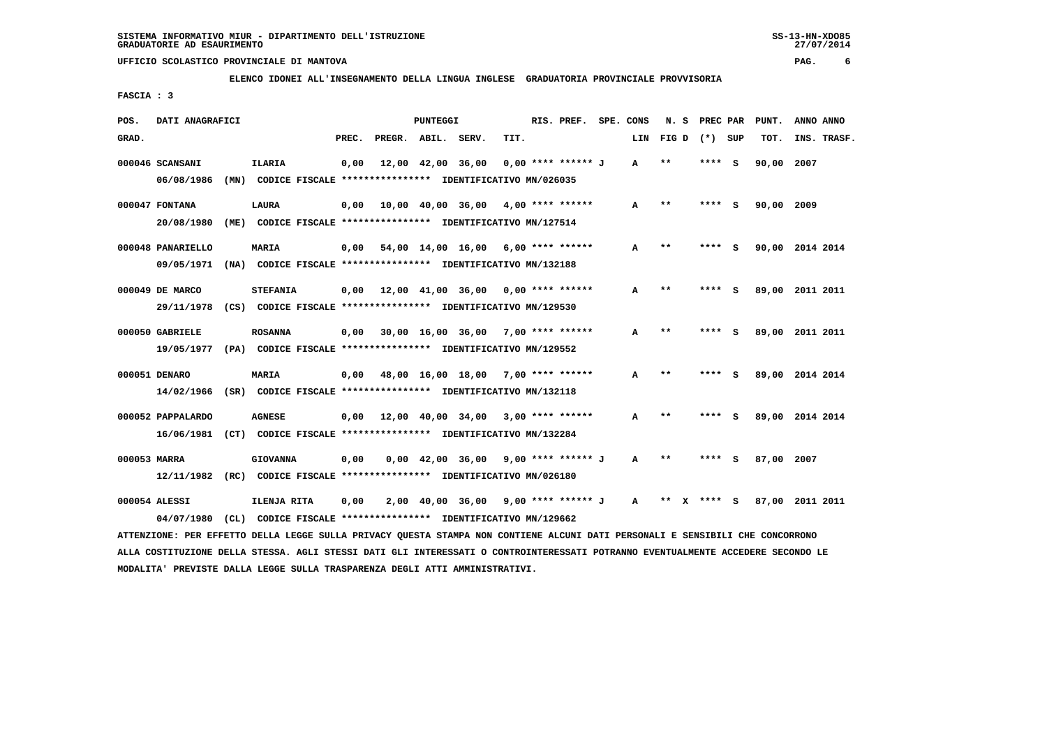SISTEMA INFORMATIVO MIUR - DIPARTIMENTO DELL'ISTRUZIONE
GRADUATORIE AD ESAURIMENTO

UFFICIO SCOLASTICO PROVINCIALE DI MANTOVA

**ELENCO IDONEI ALL'INSEGNAMENTO DELLA LINGUA INGLESE GRADUATORIA PROVINCIALE PROVVISORIA**

FASCIA : 3

| POS. GRAD. | DATI ANAGRAFICI | | PREC. | PREGR. | ABIL. | SERV. | TIT. | RIS. PREF. | SPE. CONS | LIN | N. S FIG D | PREC PAR (*) | SUP | PUNT. TOT. | ANNO INS. | ANNO TRASF. |
|---|---|---|---|---|---|---|---|---|---|---|---|---|---|---|---|---|
| 000046 | SCANSANI | ILARIA | 0,00 | 12,00 | 42,00 | 36,00 | 0,00 | **** ****** J | | A | ** | **** | S | 90,00 | 2007 | |
| | 06/08/1986 (MN) CODICE FISCALE **************** IDENTIFICATIVO MN/026035 | | | | | | | | | | | | | | | |
| 000047 | FONTANA | LAURA | 0,00 | 10,00 | 40,00 | 36,00 | 4,00 | **** ****** | | A | ** | **** | S | 90,00 | 2009 | |
| | 20/08/1980 (ME) CODICE FISCALE **************** IDENTIFICATIVO MN/127514 | | | | | | | | | | | | | | | |
| 000048 | PANARIELLO | MARIA | 0,00 | 54,00 | 14,00 | 16,00 | 6,00 | **** ****** | | A | ** | **** | S | 90,00 | 2014 | 2014 |
| | 09/05/1971 (NA) CODICE FISCALE **************** IDENTIFICATIVO MN/132188 | | | | | | | | | | | | | | | |
| 000049 | DE MARCO | STEFANIA | 0,00 | 12,00 | 41,00 | 36,00 | 0,00 | **** ****** | | A | ** | **** | S | 89,00 | 2011 | 2011 |
| | 29/11/1978 (CS) CODICE FISCALE **************** IDENTIFICATIVO MN/129530 | | | | | | | | | | | | | | | |
| 000050 | GABRIELE | ROSANNA | 0,00 | 30,00 | 16,00 | 36,00 | 7,00 | **** ****** | | A | ** | **** | S | 89,00 | 2011 | 2011 |
| | 19/05/1977 (PA) CODICE FISCALE **************** IDENTIFICATIVO MN/129552 | | | | | | | | | | | | | | | |
| 000051 | DENARO | MARIA | 0,00 | 48,00 | 16,00 | 18,00 | 7,00 | **** ****** | | A | ** | **** | S | 89,00 | 2014 | 2014 |
| | 14/02/1966 (SR) CODICE FISCALE **************** IDENTIFICATIVO MN/132118 | | | | | | | | | | | | | | | |
| 000052 | PAPPALARDO | AGNESE | 0,00 | 12,00 | 40,00 | 34,00 | 3,00 | **** ****** | | A | ** | **** | S | 89,00 | 2014 | 2014 |
| | 16/06/1981 (CT) CODICE FISCALE **************** IDENTIFICATIVO MN/132284 | | | | | | | | | | | | | | | |
| 000053 | MARRA | GIOVANNA | 0,00 | 0,00 | 42,00 | 36,00 | 9,00 | **** ****** J | | A | ** | **** | S | 87,00 | 2007 | |
| | 12/11/1982 (RC) CODICE FISCALE **************** IDENTIFICATIVO MN/026180 | | | | | | | | | | | | | | | |
| 000054 | ALESSI | ILENJA RITA | 0,00 | 2,00 | 40,00 | 36,00 | 9,00 | **** ****** J | | A | ** X | **** | S | 87,00 | 2011 | 2011 |
| | 04/07/1980 (CL) CODICE FISCALE **************** IDENTIFICATIVO MN/129662 | | | | | | | | | | | | | | | |

ATTENZIONE: PER EFFETTO DELLA LEGGE SULLA PRIVACY QUESTA STAMPA NON CONTIENE ALCUNI DATI PERSONALI E SENSIBILI CHE CONCORRONO ALLA COSTITUZIONE DELLA STESSA. AGLI STESSI DATI GLI INTERESSATI O CONTROINTERESSATI POTRANNO EVENTUALMENTE ACCEDERE SECONDO LE MODALITA' PREVISTE DALLA LEGGE SULLA TRASPARENZA DEGLI ATTI AMMINISTRATIVI.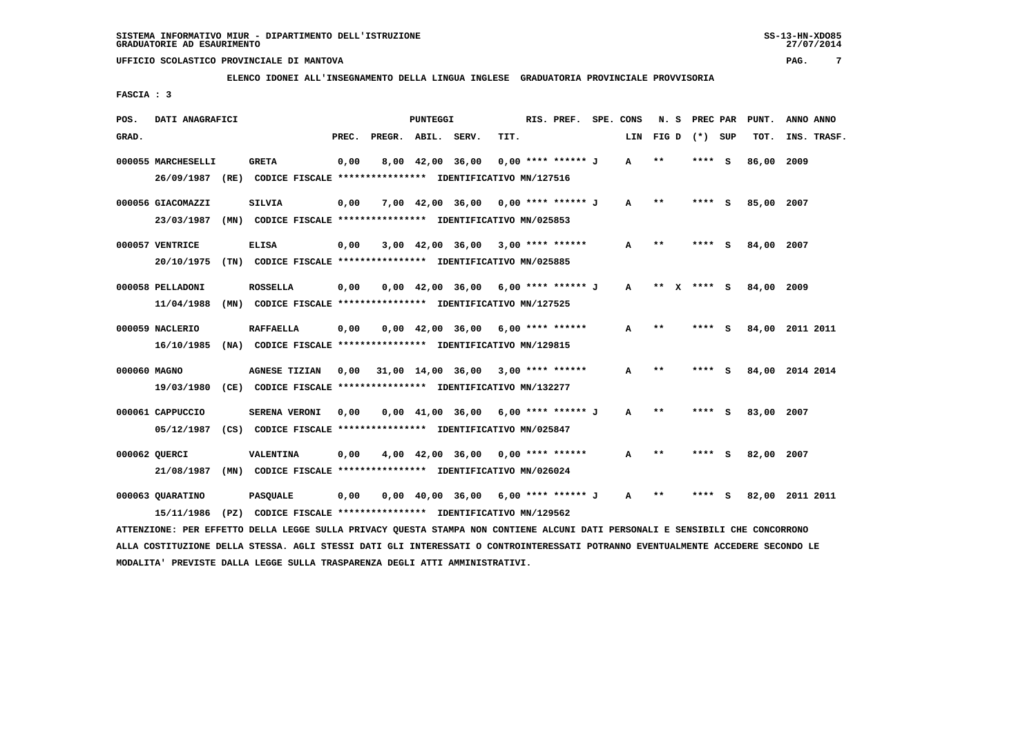SISTEMA INFORMATIVO MIUR - DIPARTIMENTO DELL'ISTRUZIONE
GRADUATORIE AD ESAURIMENTO

UFFICIO SCOLASTICO PROVINCIALE DI MANTOVA

ELENCO IDONEI ALL'INSEGNAMENTO DELLA LINGUA INGLESE GRADUATORIA PROVINCIALE PROVVISORIA

FASCIA : 3

| POS. GRAD. | DATI ANAGRAFICI | | PREC. | PREGR. | ABIL. | SERV. | TIT. | RIS. PREF. | SPE. CONS LIN | N. S FIG D | PREC PAR (*) SUP | PUNT. TOT. | ANNO INS. | ANNO TRASF. |
|---|---|---|---|---|---|---|---|---|---|---|---|---|---|---|
| 000055 | MARCHESELLI 26/09/1987 (RE) CODICE FISCALE **************** IDENTIFICATIVO MN/127516 | GRETA | 0,00 | 8,00 | 42,00 | 36,00 | 0,00 | **** ****** J | A | ** | **** S | 86,00 | 2009 | |
| 000056 | GIACOMAZZI 23/03/1987 (MN) CODICE FISCALE **************** IDENTIFICATIVO MN/025853 | SILVIA | 0,00 | 7,00 | 42,00 | 36,00 | 0,00 | **** ****** J | A | ** | **** S | 85,00 | 2007 | |
| 000057 | VENTRICE 20/10/1975 (TN) CODICE FISCALE **************** IDENTIFICATIVO MN/025885 | ELISA | 0,00 | 3,00 | 42,00 | 36,00 | 3,00 | **** ****** | A | ** | **** S | 84,00 | 2007 | |
| 000058 | PELLADONI 11/04/1988 (MN) CODICE FISCALE **************** IDENTIFICATIVO MN/127525 | ROSSELLA | 0,00 | 0,00 | 42,00 | 36,00 | 6,00 | **** ****** J | A | ** X | **** S | 84,00 | 2009 | |
| 000059 | NACLERIO 16/10/1985 (NA) CODICE FISCALE **************** IDENTIFICATIVO MN/129815 | RAFFAELLA | 0,00 | 0,00 | 42,00 | 36,00 | 6,00 | **** ****** | A | ** | **** S | 84,00 | 2011 | 2011 |
| 000060 | MAGNO 19/03/1980 (CE) CODICE FISCALE **************** IDENTIFICATIVO MN/132277 | AGNESE TIZIAN | 0,00 | 31,00 | 14,00 | 36,00 | 3,00 | **** ****** | A | ** | **** S | 84,00 | 2014 | 2014 |
| 000061 | CAPPUCCIO 05/12/1987 (CS) CODICE FISCALE **************** IDENTIFICATIVO MN/025847 | SERENA VERONI | 0,00 | 0,00 | 41,00 | 36,00 | 6,00 | **** ****** J | A | ** | **** S | 83,00 | 2007 | |
| 000062 | QUERCI 21/08/1987 (MN) CODICE FISCALE **************** IDENTIFICATIVO MN/026024 | VALENTINA | 0,00 | 4,00 | 42,00 | 36,00 | 0,00 | **** ****** | A | ** | **** S | 82,00 | 2007 | |
| 000063 | QUARATINO 15/11/1986 (PZ) CODICE FISCALE **************** IDENTIFICATIVO MN/129562 | PASQUALE | 0,00 | 0,00 | 40,00 | 36,00 | 6,00 | **** ****** J | A | ** | **** S | 82,00 | 2011 | 2011 |

ATTENZIONE: PER EFFETTO DELLA LEGGE SULLA PRIVACY QUESTA STAMPA NON CONTIENE ALCUNI DATI PERSONALI E SENSIBILI CHE CONCORRONO ALLA COSTITUZIONE DELLA STESSA. AGLI STESSI DATI GLI INTERESSATI O CONTROINTERESSATI POTRANNO EVENTUALMENTE ACCEDERE SECONDO LE MODALITA' PREVISTE DALLA LEGGE SULLA TRASPARENZA DEGLI ATTI AMMINISTRATIVI.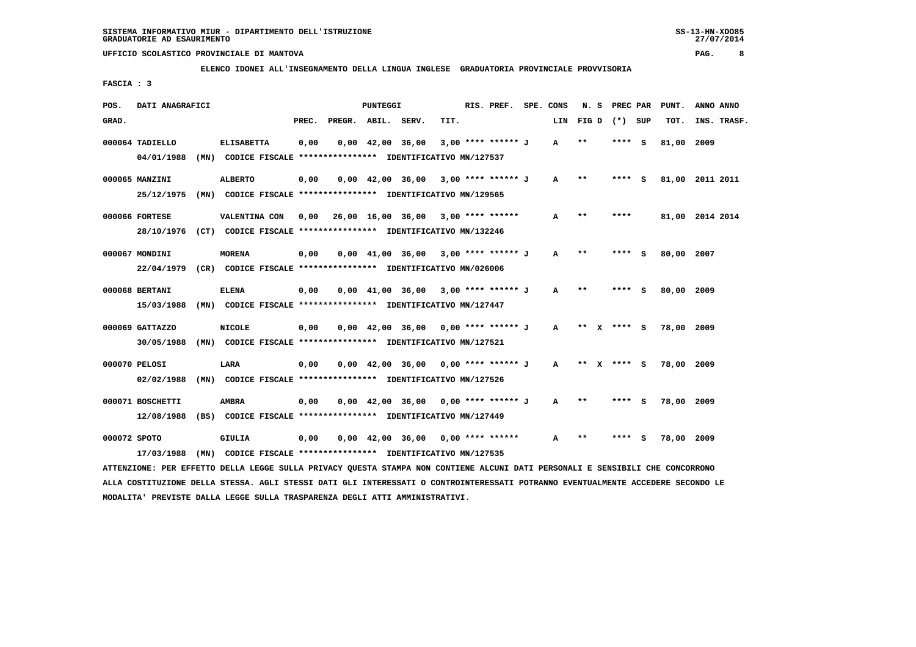SISTEMA INFORMATIVO MIUR - DIPARTIMENTO DELL'ISTRUZIONE
GRADUATORIE AD ESAURIMENTO

UFFICIO SCOLASTICO PROVINCIALE DI MANTOVA

**ELENCO IDONEI ALL'INSEGNAMENTO DELLA LINGUA INGLESE GRADUATORIA PROVINCIALE PROVVISORIA**

FASCIA : 3

| POS. GRAD. | DATI ANAGRAFICI | | PREC. | PREGR. | ABIL. | SERV. | TIT. | RIS. PREF. | SPE. CONS LIN | N. S FIG D | PREC PAR (*) SUP | PUNT. TOT. | ANNO ANNO INS. TRASF. |
|---|---|---|---|---|---|---|---|---|---|---|---|---|---|
| 000064 | TADIELLO | ELISABETTA | 0,00 | 0,00 | 42,00 | 36,00 | 3,00 | **** ****** J | A | ** | **** S | 81,00 | 2009 |
| | 04/01/1988 (MN) | CODICE FISCALE **************** IDENTIFICATIVO MN/127537 | | | | | | | | | | | |
| 000065 | MANZINI | ALBERTO | 0,00 | 0,00 | 42,00 | 36,00 | 3,00 | **** ****** J | A | ** | **** S | 81,00 | 2011 2011 |
| | 25/12/1975 (MN) | CODICE FISCALE **************** IDENTIFICATIVO MN/129565 | | | | | | | | | | | |
| 000066 | FORTESE | VALENTINA CON | 0,00 | 26,00 | 16,00 | 36,00 | 3,00 | **** ****** | A | ** | **** | 81,00 | 2014 2014 |
| | 28/10/1976 (CT) | CODICE FISCALE **************** IDENTIFICATIVO MN/132246 | | | | | | | | | | | |
| 000067 | MONDINI | MORENA | 0,00 | 0,00 | 41,00 | 36,00 | 3,00 | **** ****** J | A | ** | **** S | 80,00 | 2007 |
| | 22/04/1979 (CR) | CODICE FISCALE **************** IDENTIFICATIVO MN/026006 | | | | | | | | | | | |
| 000068 | BERTANI | ELENA | 0,00 | 0,00 | 41,00 | 36,00 | 3,00 | **** ****** J | A | ** | **** S | 80,00 | 2009 |
| | 15/03/1988 (MN) | CODICE FISCALE **************** IDENTIFICATIVO MN/127447 | | | | | | | | | | | |
| 000069 | GATTAZZO | NICOLE | 0,00 | 0,00 | 42,00 | 36,00 | 0,00 | **** ****** J | A | ** X | **** S | 78,00 | 2009 |
| | 30/05/1988 (MN) | CODICE FISCALE **************** IDENTIFICATIVO MN/127521 | | | | | | | | | | | |
| 000070 | PELOSI | LARA | 0,00 | 0,00 | 42,00 | 36,00 | 0,00 | **** ****** J | A | ** X | **** S | 78,00 | 2009 |
| | 02/02/1988 (MN) | CODICE FISCALE **************** IDENTIFICATIVO MN/127526 | | | | | | | | | | | |
| 000071 | BOSCHETTI | AMBRA | 0,00 | 0,00 | 42,00 | 36,00 | 0,00 | **** ****** J | A | ** | **** S | 78,00 | 2009 |
| | 12/08/1988 (BS) | CODICE FISCALE **************** IDENTIFICATIVO MN/127449 | | | | | | | | | | | |
| 000072 | SPOTO | GIULIA | 0,00 | 0,00 | 42,00 | 36,00 | 0,00 | **** ****** | A | ** | **** S | 78,00 | 2009 |
| | 17/03/1988 (MN) | CODICE FISCALE **************** IDENTIFICATIVO MN/127535 | | | | | | | | | | | |

ATTENZIONE: PER EFFETTO DELLA LEGGE SULLA PRIVACY QUESTA STAMPA NON CONTIENE ALCUNI DATI PERSONALI E SENSIBILI CHE CONCORRONO ALLA COSTITUZIONE DELLA STESSA. AGLI STESSI DATI GLI INTERESSATI O CONTROINTERESSATI POTRANNO EVENTUALMENTE ACCEDERE SECONDO LE MODALITA' PREVISTE DALLA LEGGE SULLA TRASPARENZA DEGLI ATTI AMMINISTRATIVI.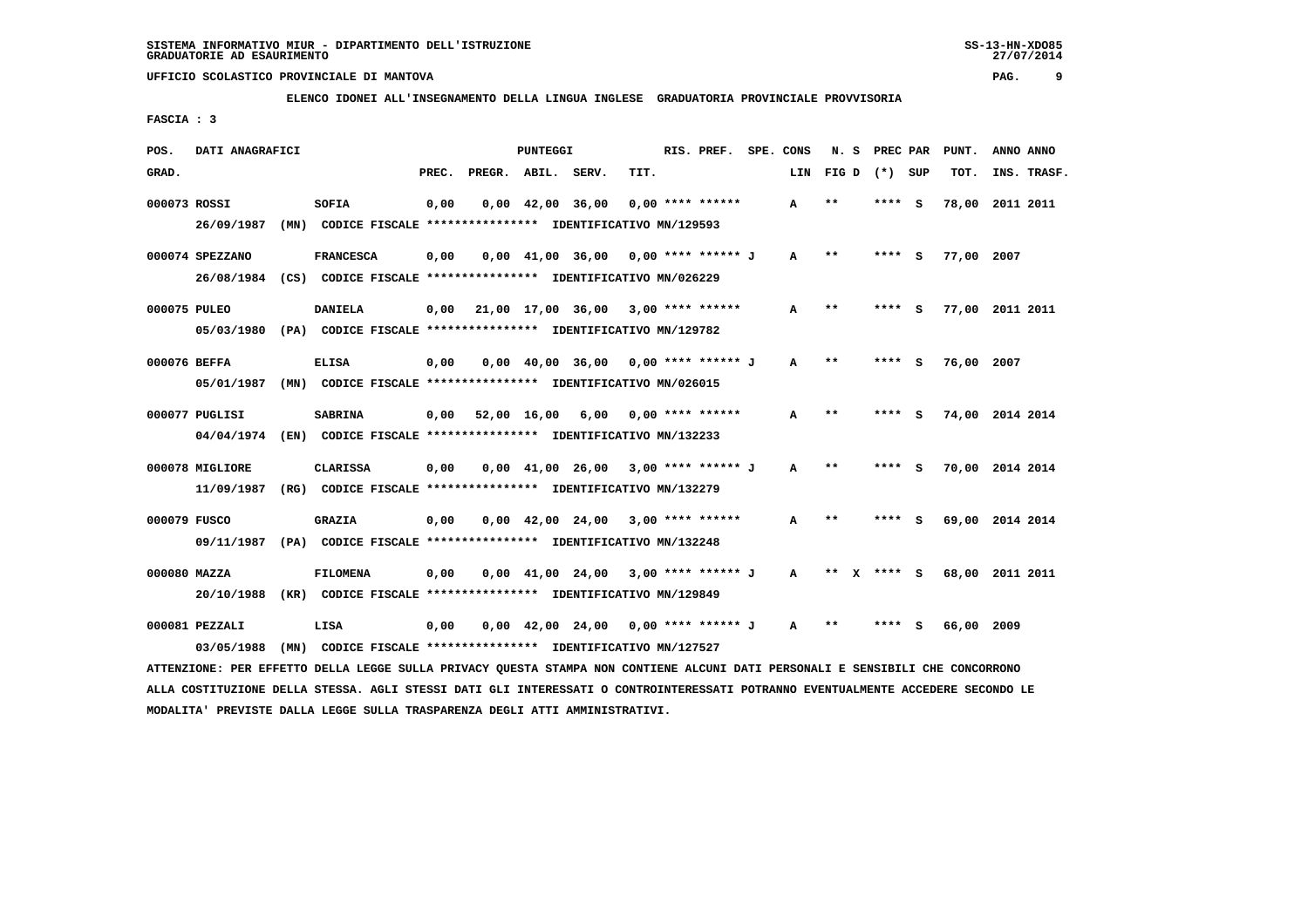SISTEMA INFORMATIVO MIUR - DIPARTIMENTO DELL'ISTRUZIONE
GRADUATORIE AD ESAURIMENTO

UFFICIO SCOLASTICO PROVINCIALE DI MANTOVA

ELENCO IDONEI ALL'INSEGNAMENTO DELLA LINGUA INGLESE GRADUATORIA PROVINCIALE PROVVISORIA

FASCIA : 3

| POS. GRAD. | DATI ANAGRAFICI | | PREC. | PREGR. | ABIL. | SERV. | TIT. | RIS. PREF. | SPE. CONS LIN | N. S FIG D | PREC PAR (*) SUP | PUNT. TOT. | ANNO INS. | ANNO TRASF. |
|---|---|---|---|---|---|---|---|---|---|---|---|---|---|---|
| 000073 | ROSSI | SOFIA | 0,00 | 0,00 | 42,00 | 36,00 | 0,00 | **** ****** | A | ** | **** S | 78,00 | 2011 | 2011 |
| | 26/09/1987 (MN) CODICE FISCALE **************** IDENTIFICATIVO MN/129593 | | | | | | | | | | | | | |
| 000074 | SPEZZANO | FRANCESCA | 0,00 | 0,00 | 41,00 | 36,00 | 0,00 | **** ****** J | A | ** | **** S | 77,00 | 2007 | |
| | 26/08/1984 (CS) CODICE FISCALE **************** IDENTIFICATIVO MN/026229 | | | | | | | | | | | | | |
| 000075 | PULEO | DANIELA | 0,00 | 21,00 | 17,00 | 36,00 | 3,00 | **** ****** | A | ** | **** S | 77,00 | 2011 | 2011 |
| | 05/03/1980 (PA) CODICE FISCALE **************** IDENTIFICATIVO MN/129782 | | | | | | | | | | | | | |
| 000076 | BEFFA | ELISA | 0,00 | 0,00 | 40,00 | 36,00 | 0,00 | **** ****** J | A | ** | **** S | 76,00 | 2007 | |
| | 05/01/1987 (MN) CODICE FISCALE **************** IDENTIFICATIVO MN/026015 | | | | | | | | | | | | | |
| 000077 | PUGLISI | SABRINA | 0,00 | 52,00 | 16,00 | 6,00 | 0,00 | **** ****** | A | ** | **** S | 74,00 | 2014 | 2014 |
| | 04/04/1974 (EN) CODICE FISCALE **************** IDENTIFICATIVO MN/132233 | | | | | | | | | | | | | |
| 000078 | MIGLIORE | CLARISSA | 0,00 | 0,00 | 41,00 | 26,00 | 3,00 | **** ****** J | A | ** | **** S | 70,00 | 2014 | 2014 |
| | 11/09/1987 (RG) CODICE FISCALE **************** IDENTIFICATIVO MN/132279 | | | | | | | | | | | | | |
| 000079 | FUSCO | GRAZIA | 0,00 | 0,00 | 42,00 | 24,00 | 3,00 | **** ****** | A | ** | **** S | 69,00 | 2014 | 2014 |
| | 09/11/1987 (PA) CODICE FISCALE **************** IDENTIFICATIVO MN/132248 | | | | | | | | | | | | | |
| 000080 | MAZZA | FILOMENA | 0,00 | 0,00 | 41,00 | 24,00 | 3,00 | **** ****** J | A | ** X | **** S | 68,00 | 2011 | 2011 |
| | 20/10/1988 (KR) CODICE FISCALE **************** IDENTIFICATIVO MN/129849 | | | | | | | | | | | | | |
| 000081 | PEZZALI | LISA | 0,00 | 0,00 | 42,00 | 24,00 | 0,00 | **** ****** J | A | ** | **** S | 66,00 | 2009 | |
| | 03/05/1988 (MN) CODICE FISCALE **************** IDENTIFICATIVO MN/127527 | | | | | | | | | | | | | |

ATTENZIONE: PER EFFETTO DELLA LEGGE SULLA PRIVACY QUESTA STAMPA NON CONTIENE ALCUNI DATI PERSONALI E SENSIBILI CHE CONCORRONO ALLA COSTITUZIONE DELLA STESSA. AGLI STESSI DATI GLI INTERESSATI O CONTROINTERESSATI POTRANNO EVENTUALMENTE ACCEDERE SECONDO LE MODALITA' PREVISTE DALLA LEGGE SULLA TRASPARENZA DEGLI ATTI AMMINISTRATIVI.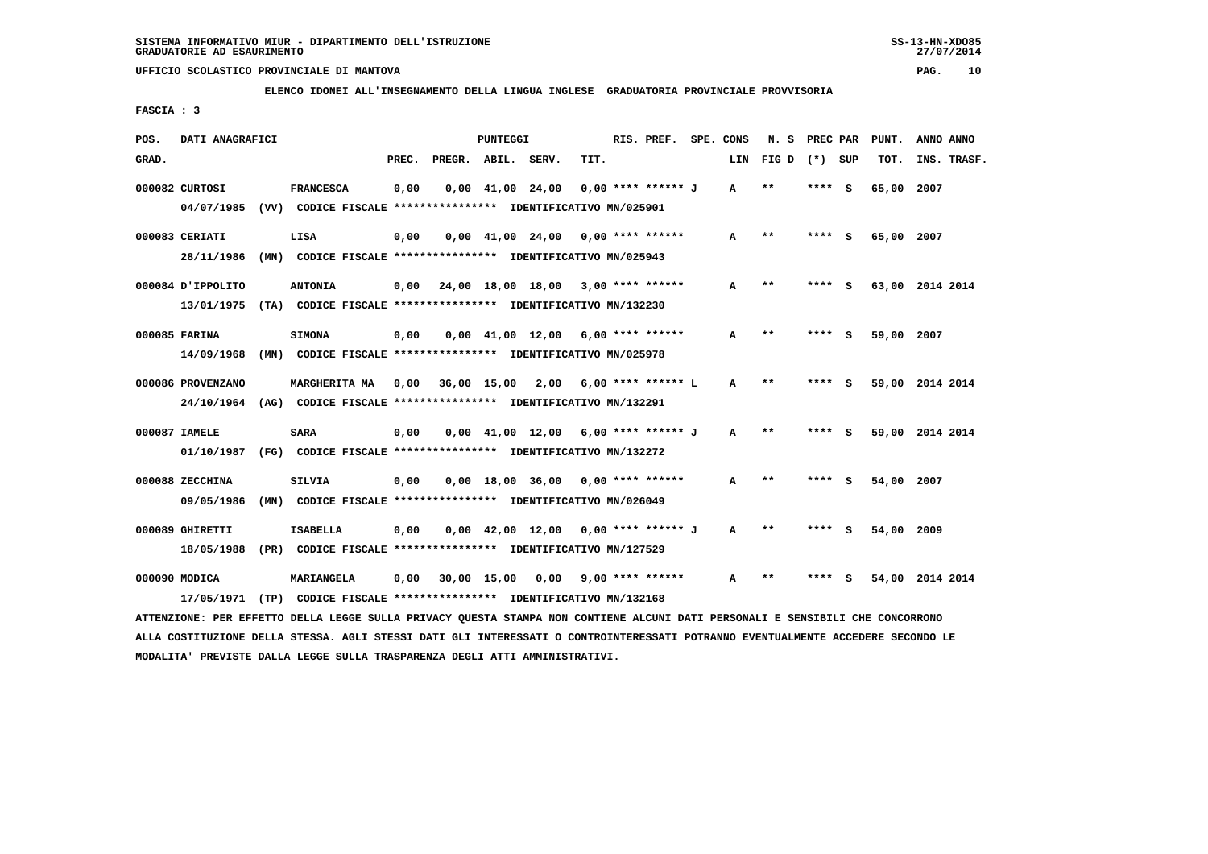SISTEMA INFORMATIVO MIUR - DIPARTIMENTO DELL'ISTRUZIONE
GRADUATORIE AD ESAURIMENTO

UFFICIO SCOLASTICO PROVINCIALE DI MANTOVA

**ELENCO IDONEI ALL'INSEGNAMENTO DELLA LINGUA INGLESE GRADUATORIA PROVINCIALE PROVVISORIA**

FASCIA : 3

| POS. GRAD. | DATI ANAGRAFICI | | PREC. | PREGR. | ABIL. | SERV. | TIT. | RIS. PREF. | SPE. CONS LIN | N. S FIG D | PREC PAR (*) SUP | PUNT. TOT. | ANNO INS. | ANNO TRASF. |
|---|---|---|---|---|---|---|---|---|---|---|---|---|---|---|
| 000082 | CURTOSI | FRANCESCA | 0,00 | 0,00 | 41,00 | 24,00 | 0,00 | **** ****** J | A | ** | **** S | 65,00 | 2007 | |
| | 04/07/1985 (VV) CODICE FISCALE **************** IDENTIFICATIVO MN/025901 | | | | | | | | | | | | | |
| 000083 | CERIATI | LISA | 0,00 | 0,00 | 41,00 | 24,00 | 0,00 | **** ****** | A | ** | **** S | 65,00 | 2007 | |
| | 28/11/1986 (MN) CODICE FISCALE **************** IDENTIFICATIVO MN/025943 | | | | | | | | | | | | | |
| 000084 | D'IPPOLITO | ANTONIA | 0,00 | 24,00 | 18,00 | 18,00 | 3,00 | **** ****** | A | ** | **** S | 63,00 | 2014 | 2014 |
| | 13/01/1975 (TA) CODICE FISCALE **************** IDENTIFICATIVO MN/132230 | | | | | | | | | | | | | |
| 000085 | FARINA | SIMONA | 0,00 | 0,00 | 41,00 | 12,00 | 6,00 | **** ****** | A | ** | **** S | 59,00 | 2007 | |
| | 14/09/1968 (MN) CODICE FISCALE **************** IDENTIFICATIVO MN/025978 | | | | | | | | | | | | | |
| 000086 | PROVENZANO | MARGHERITA MA | 0,00 | 36,00 | 15,00 | 2,00 | 6,00 | **** ****** L | A | ** | **** S | 59,00 | 2014 | 2014 |
| | 24/10/1964 (AG) CODICE FISCALE **************** IDENTIFICATIVO MN/132291 | | | | | | | | | | | | | |
| 000087 | IAMELE | SARA | 0,00 | 0,00 | 41,00 | 12,00 | 6,00 | **** ****** J | A | ** | **** S | 59,00 | 2014 | 2014 |
| | 01/10/1987 (FG) CODICE FISCALE **************** IDENTIFICATIVO MN/132272 | | | | | | | | | | | | | |
| 000088 | ZECCHINA | SILVIA | 0,00 | 0,00 | 18,00 | 36,00 | 0,00 | **** ****** | A | ** | **** S | 54,00 | 2007 | |
| | 09/05/1986 (MN) CODICE FISCALE **************** IDENTIFICATIVO MN/026049 | | | | | | | | | | | | | |
| 000089 | GHIRETTI | ISABELLA | 0,00 | 0,00 | 42,00 | 12,00 | 0,00 | **** ****** J | A | ** | **** S | 54,00 | 2009 | |
| | 18/05/1988 (PR) CODICE FISCALE **************** IDENTIFICATIVO MN/127529 | | | | | | | | | | | | | |
| 000090 | MODICA | MARIANGELA | 0,00 | 30,00 | 15,00 | 0,00 | 9,00 | **** ****** | A | ** | **** S | 54,00 | 2014 | 2014 |
| | 17/05/1971 (TP) CODICE FISCALE **************** IDENTIFICATIVO MN/132168 | | | | | | | | | | | | | |

ATTENZIONE: PER EFFETTO DELLA LEGGE SULLA PRIVACY QUESTA STAMPA NON CONTIENE ALCUNI DATI PERSONALI E SENSIBILI CHE CONCORRONO ALLA COSTITUZIONE DELLA STESSA. AGLI STESSI DATI GLI INTERESSATI O CONTROINTERESSATI POTRANNO EVENTUALMENTE ACCEDERE SECONDO LE MODALITA' PREVISTE DALLA LEGGE SULLA TRASPARENZA DEGLI ATTI AMMINISTRATIVI.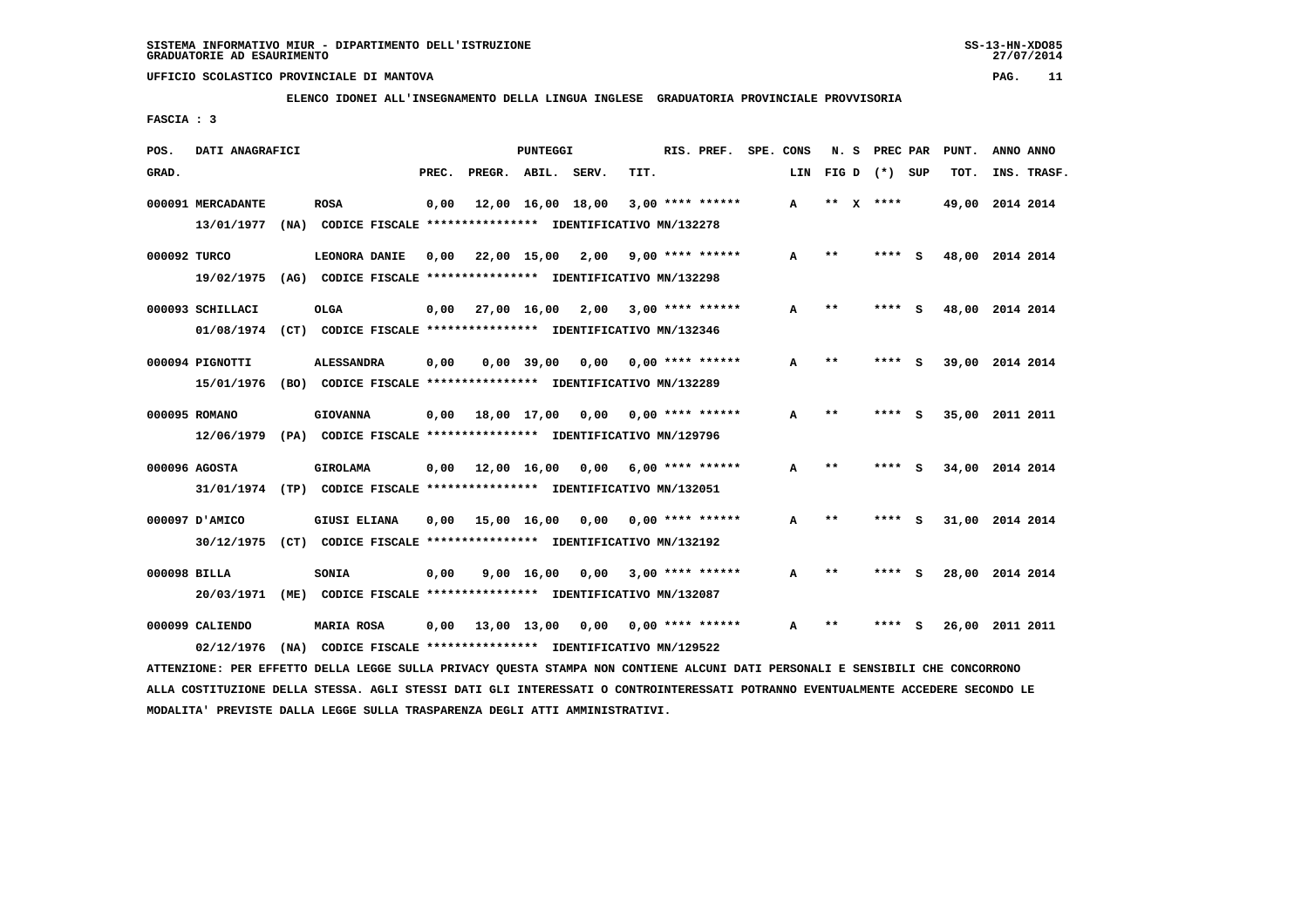SISTEMA INFORMATIVO MIUR - DIPARTIMENTO DELL'ISTRUZIONE
GRADUATORIE AD ESAURIMENTO

UFFICIO SCOLASTICO PROVINCIALE DI MANTOVA

**ELENCO IDONEI ALL'INSEGNAMENTO DELLA LINGUA INGLESE GRADUATORIA PROVINCIALE PROVVISORIA**

FASCIA : 3

| POS. GRAD. | DATI ANAGRAFICI | | PREC. | PREGR. | ABIL. | SERV. | TIT. | RIS. PREF. | SPE. CONS | LIN | N. S FIG D | PREC PAR (*) SUP | PUNT. TOT. | ANNO INS. | ANNO TRASF. |
|---|---|---|---|---|---|---|---|---|---|---|---|---|---|---|---|
| 000091 | MERCADANTE 13/01/1977 (NA) CODICE FISCALE **************** IDENTIFICATIVO MN/132278 | ROSA | 0,00 | 12,00 | 16,00 | 18,00 | 3,00 | **** ****** | | A | ** X | **** | 49,00 | 2014 | 2014 |
| 000092 | TURCO 19/02/1975 (AG) CODICE FISCALE **************** IDENTIFICATIVO MN/132298 | LEONORA DANIE | 0,00 | 22,00 | 15,00 | 2,00 | 9,00 | **** ****** | | A | ** | **** S | 48,00 | 2014 | 2014 |
| 000093 | SCHILLACI 01/08/1974 (CT) CODICE FISCALE **************** IDENTIFICATIVO MN/132346 | OLGA | 0,00 | 27,00 | 16,00 | 2,00 | 3,00 | **** ****** | | A | ** | **** S | 48,00 | 2014 | 2014 |
| 000094 | PIGNOTTI 15/01/1976 (BO) CODICE FISCALE **************** IDENTIFICATIVO MN/132289 | ALESSANDRA | 0,00 | 0,00 | 39,00 | 0,00 | 0,00 | **** ****** | | A | ** | **** S | 39,00 | 2014 | 2014 |
| 000095 | ROMANO 12/06/1979 (PA) CODICE FISCALE **************** IDENTIFICATIVO MN/129796 | GIOVANNA | 0,00 | 18,00 | 17,00 | 0,00 | 0,00 | **** ****** | | A | ** | **** S | 35,00 | 2011 | 2011 |
| 000096 | AGOSTA 31/01/1974 (TP) CODICE FISCALE **************** IDENTIFICATIVO MN/132051 | GIROLAMA | 0,00 | 12,00 | 16,00 | 0,00 | 6,00 | **** ****** | | A | ** | **** S | 34,00 | 2014 | 2014 |
| 000097 | D'AMICO 30/12/1975 (CT) CODICE FISCALE **************** IDENTIFICATIVO MN/132192 | GIUSI ELIANA | 0,00 | 15,00 | 16,00 | 0,00 | 0,00 | **** ****** | | A | ** | **** S | 31,00 | 2014 | 2014 |
| 000098 | BILLA 20/03/1971 (ME) CODICE FISCALE **************** IDENTIFICATIVO MN/132087 | SONIA | 0,00 | 9,00 | 16,00 | 0,00 | 3,00 | **** ****** | | A | ** | **** S | 28,00 | 2014 | 2014 |
| 000099 | CALIENDO 02/12/1976 (NA) CODICE FISCALE **************** IDENTIFICATIVO MN/129522 | MARIA ROSA | 0,00 | 13,00 | 13,00 | 0,00 | 0,00 | **** ****** | | A | ** | **** S | 26,00 | 2011 | 2011 |

ATTENZIONE: PER EFFETTO DELLA LEGGE SULLA PRIVACY QUESTA STAMPA NON CONTIENE ALCUNI DATI PERSONALI E SENSIBILI CHE CONCORRONO ALLA COSTITUZIONE DELLA STESSA. AGLI STESSI DATI GLI INTERESSATI O CONTROINTERESSATI POTRANNO EVENTUALMENTE ACCEDERE SECONDO LE MODALITA' PREVISTE DALLA LEGGE SULLA TRASPARENZA DEGLI ATTI AMMINISTRATIVI.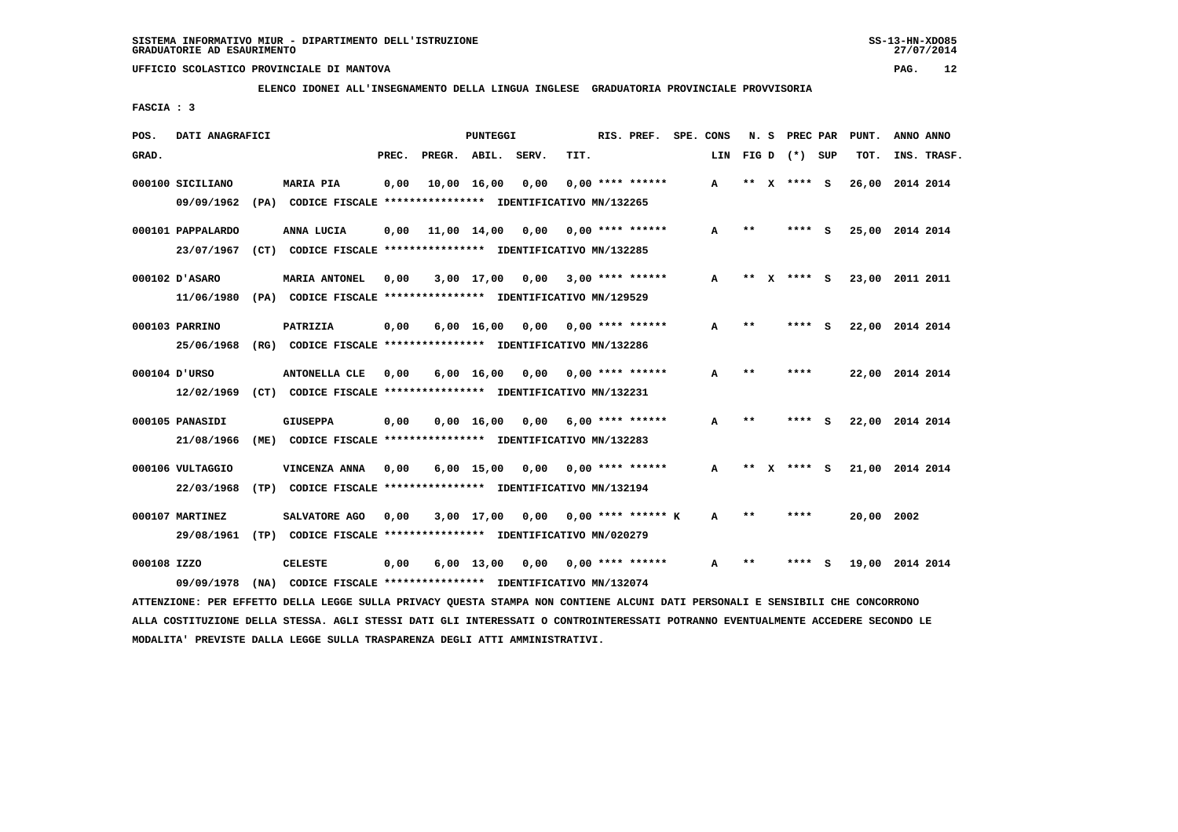SISTEMA INFORMATIVO MIUR - DIPARTIMENTO DELL'ISTRUZIONE
GRADUATORIE AD ESAURIMENTO

UFFICIO SCOLASTICO PROVINCIALE DI MANTOVA

**ELENCO IDONEI ALL'INSEGNAMENTO DELLA LINGUA INGLESE GRADUATORIA PROVINCIALE PROVVISORIA**

FASCIA : 3

| POS. GRAD. | DATI ANAGRAFICI | | PREC. | PREGR. | ABIL. | SERV. | TIT. | RIS. PREF. | SPE. CONS | LIN | N. S FIG D | PREC PAR (*) SUP | PUNT. TOT. | ANNO INS. | ANNO TRASF. |
|---|---|---|---|---|---|---|---|---|---|---|---|---|---|---|---|
| 000100 | SICILIANO | MARIA PIA | 0,00 | 10,00 | 16,00 | 0,00 | 0,00 | **** ****** | | A | ** X | **** S | 26,00 | 2014 | 2014 |
| | 09/09/1962 (PA) | CODICE FISCALE **************** IDENTIFICATIVO MN/132265 | | | | | | | | | | | | | |
| 000101 | PAPPALARDO | ANNA LUCIA | 0,00 | 11,00 | 14,00 | 0,00 | 0,00 | **** ****** | | A | ** | **** S | 25,00 | 2014 | 2014 |
| | 23/07/1967 (CT) | CODICE FISCALE **************** IDENTIFICATIVO MN/132285 | | | | | | | | | | | | | |
| 000102 | D'ASARO | MARIA ANTONEL | 0,00 | 3,00 | 17,00 | 0,00 | 3,00 | **** ****** | | A | ** X | **** S | 23,00 | 2011 | 2011 |
| | 11/06/1980 (PA) | CODICE FISCALE **************** IDENTIFICATIVO MN/129529 | | | | | | | | | | | | | |
| 000103 | PARRINO | PATRIZIA | 0,00 | 6,00 | 16,00 | 0,00 | 0,00 | **** ****** | | A | ** | **** S | 22,00 | 2014 | 2014 |
| | 25/06/1968 (RG) | CODICE FISCALE **************** IDENTIFICATIVO MN/132286 | | | | | | | | | | | | | |
| 000104 | D'URSO | ANTONELLA CLE | 0,00 | 6,00 | 16,00 | 0,00 | 0,00 | **** ****** | | A | ** | **** | 22,00 | 2014 | 2014 |
| | 12/02/1969 (CT) | CODICE FISCALE **************** IDENTIFICATIVO MN/132231 | | | | | | | | | | | | | |
| 000105 | PANASIDI | GIUSEPPA | 0,00 | 0,00 | 16,00 | 0,00 | 6,00 | **** ****** | | A | ** | **** S | 22,00 | 2014 | 2014 |
| | 21/08/1966 (ME) | CODICE FISCALE **************** IDENTIFICATIVO MN/132283 | | | | | | | | | | | | | |
| 000106 | VULTAGGIO | VINCENZA ANNA | 0,00 | 6,00 | 15,00 | 0,00 | 0,00 | **** ****** | | A | ** X | **** S | 21,00 | 2014 | 2014 |
| | 22/03/1968 (TP) | CODICE FISCALE **************** IDENTIFICATIVO MN/132194 | | | | | | | | | | | | | |
| 000107 | MARTINEZ | SALVATORE AGO | 0,00 | 3,00 | 17,00 | 0,00 | 0,00 | **** ****** K | | A | ** | **** | 20,00 | 2002 | |
| | 29/08/1961 (TP) | CODICE FISCALE **************** IDENTIFICATIVO MN/020279 | | | | | | | | | | | | | |
| 000108 | IZZO | CELESTE | 0,00 | 6,00 | 13,00 | 0,00 | 0,00 | **** ****** | | A | ** | **** S | 19,00 | 2014 | 2014 |
| | 09/09/1978 (NA) | CODICE FISCALE **************** IDENTIFICATIVO MN/132074 | | | | | | | | | | | | | |

ATTENZIONE: PER EFFETTO DELLA LEGGE SULLA PRIVACY QUESTA STAMPA NON CONTIENE ALCUNI DATI PERSONALI E SENSIBILI CHE CONCORRONO ALLA COSTITUZIONE DELLA STESSA. AGLI STESSI DATI GLI INTERESSATI O CONTROINTERESSATI POTRANNO EVENTUALMENTE ACCEDERE SECONDO LE MODALITA' PREVISTE DALLA LEGGE SULLA TRASPARENZA DEGLI ATTI AMMINISTRATIVI.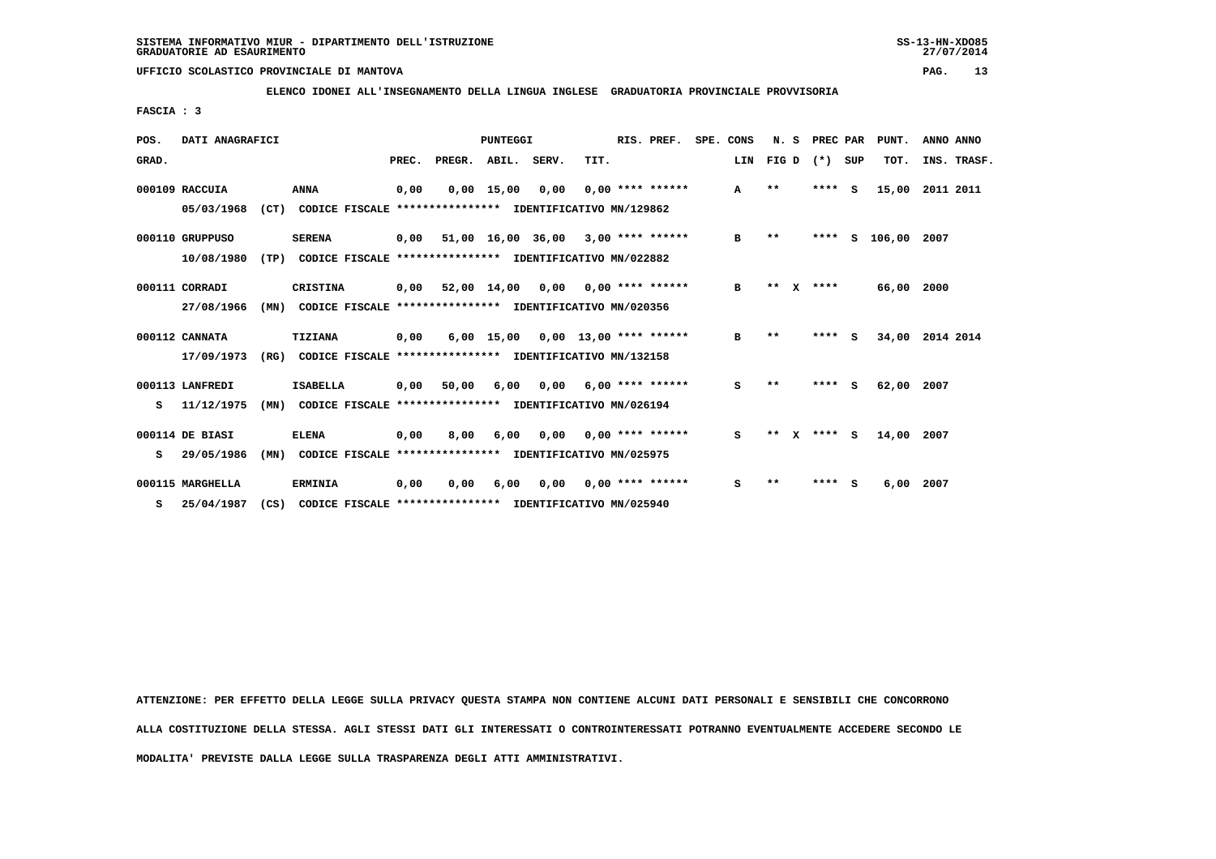SISTEMA INFORMATIVO MIUR - DIPARTIMENTO DELL'ISTRUZIONE
GRADUATORIE AD ESAURIMENTO

UFFICIO SCOLASTICO PROVINCIALE DI MANTOVA

**ELENCO IDONEI ALL'INSEGNAMENTO DELLA LINGUA INGLESE GRADUATORIA PROVINCIALE PROVVISORIA**

FASCIA : 3

| POS. GRAD. | DATI ANAGRAFICI | | PREC. | PREGR. | ABIL. | SERV. | TIT. | RIS. PREF. | SPE. CONS | LIN | N. S FIG D | PREC PAR (*) SUP | PUNT. TOT. | ANNO INS. | ANNO TRASF. |
|---|---|---|---|---|---|---|---|---|---|---|---|---|---|---|---|
| 000109 | RACCUIA | ANNA | 0,00 | 0,00 | 15,00 | 0,00 | 0,00 | **** ****** | | A | ** | **** S | 15,00 | 2011 | 2011 |
| | 05/03/1968 (CT) | CODICE FISCALE **************** IDENTIFICATIVO MN/129862 | | | | | | | | | | | | | |
| 000110 | GRUPPUSO | SERENA | 0,00 | 51,00 | 16,00 | 36,00 | 3,00 | **** ****** | | B | ** | **** S | 106,00 | 2007 | |
| | 10/08/1980 (TP) | CODICE FISCALE **************** IDENTIFICATIVO MN/022882 | | | | | | | | | | | | | |
| 000111 | CORRADI | CRISTINA | 0,00 | 52,00 | 14,00 | 0,00 | 0,00 | **** ****** | | B | ** X | **** | 66,00 | 2000 | |
| | 27/08/1966 (MN) | CODICE FISCALE **************** IDENTIFICATIVO MN/020356 | | | | | | | | | | | | | |
| 000112 | CANNATA | TIZIANA | 0,00 | 6,00 | 15,00 | 0,00 | 13,00 | **** ****** | | B | ** | **** S | 34,00 | 2014 | 2014 |
| | 17/09/1973 (RG) | CODICE FISCALE **************** IDENTIFICATIVO MN/132158 | | | | | | | | | | | | | |
| 000113 | LANFREDI | ISABELLA | 0,00 | 50,00 | 6,00 | 0,00 | 6,00 | **** ****** | | S | ** | **** S | 62,00 | 2007 | |
| S | 11/12/1975 (MN) | CODICE FISCALE **************** IDENTIFICATIVO MN/026194 | | | | | | | | | | | | | |
| 000114 | DE BIASI | ELENA | 0,00 | 8,00 | 6,00 | 0,00 | 0,00 | **** ****** | | S | ** X | **** S | 14,00 | 2007 | |
| S | 29/05/1986 (MN) | CODICE FISCALE **************** IDENTIFICATIVO MN/025975 | | | | | | | | | | | | | |
| 000115 | MARGHELLA | ERMINIA | 0,00 | 0,00 | 6,00 | 0,00 | 0,00 | **** ****** | | S | ** | **** S | 6,00 | 2007 | |
| S | 25/04/1987 (CS) | CODICE FISCALE **************** IDENTIFICATIVO MN/025940 | | | | | | | | | | | | | |

ATTENZIONE: PER EFFETTO DELLA LEGGE SULLA PRIVACY QUESTA STAMPA NON CONTIENE ALCUNI DATI PERSONALI E SENSIBILI CHE CONCORRONO ALLA COSTITUZIONE DELLA STESSA. AGLI STESSI DATI GLI INTERESSATI O CONTROINTERESSATI POTRANNO EVENTUALMENTE ACCEDERE SECONDO LE MODALITA' PREVISTE DALLA LEGGE SULLA TRASPARENZA DEGLI ATTI AMMINISTRATIVI.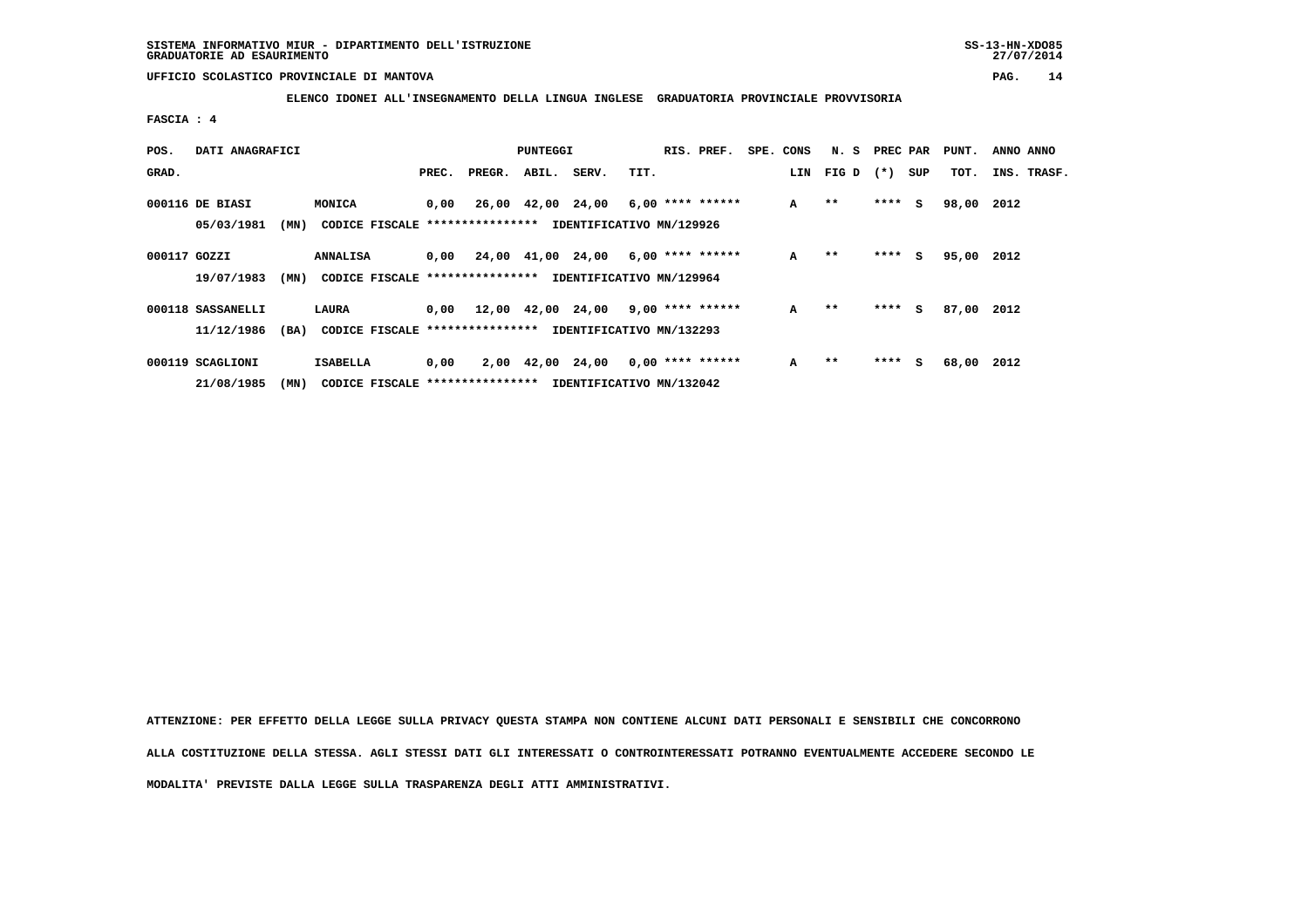SISTEMA INFORMATIVO MIUR - DIPARTIMENTO DELL'ISTRUZIONE
GRADUATORIE AD ESAURIMENTO

UFFICIO SCOLASTICO PROVINCIALE DI MANTOVA

**ELENCO IDONEI ALL'INSEGNAMENTO DELLA LINGUA INGLESE GRADUATORIA PROVINCIALE PROVVISORIA**

**FASCIA : 4**

| POS. GRAD. | DATI ANAGRAFICI | | PREC. | PREGR. | ABIL. | SERV. | TIT. | RIS. PREF. | SPE. CONS LIN | N. S FIG D | PREC PAR (*) | SUP | PUNT. TOT. | ANNO INS. | ANNO TRASF. |
|---|---|---|---|---|---|---|---|---|---|---|---|---|---|---|---|
| 000116 | DE BIASI | MONICA | 0,00 | 26,00 | 42,00 | 24,00 | 6,00 | **** ****** | A | ** | **** | S | 98,00 | 2012 | |
| | 05/03/1981 (MN) | CODICE FISCALE **************** IDENTIFICATIVO MN/129926 | | | | | | | | | | | | | |
| 000117 | GOZZI | ANNALISA | 0,00 | 24,00 | 41,00 | 24,00 | 6,00 | **** ****** | A | ** | **** | S | 95,00 | 2012 | |
| | 19/07/1983 (MN) | CODICE FISCALE **************** IDENTIFICATIVO MN/129964 | | | | | | | | | | | | | |
| 000118 | SASSANELLI | LAURA | 0,00 | 12,00 | 42,00 | 24,00 | 9,00 | **** ****** | A | ** | **** | S | 87,00 | 2012 | |
| | 11/12/1986 (BA) | CODICE FISCALE **************** IDENTIFICATIVO MN/132293 | | | | | | | | | | | | | |
| 000119 | SCAGLIONI | ISABELLA | 0,00 | 2,00 | 42,00 | 24,00 | 0,00 | **** ****** | A | ** | **** | S | 68,00 | 2012 | |
| | 21/08/1985 (MN) | CODICE FISCALE **************** IDENTIFICATIVO MN/132042 | | | | | | | | | | | | | |

ATTENZIONE: PER EFFETTO DELLA LEGGE SULLA PRIVACY QUESTA STAMPA NON CONTIENE ALCUNI DATI PERSONALI E SENSIBILI CHE CONCORRONO ALLA COSTITUZIONE DELLA STESSA. AGLI STESSI DATI GLI INTERESSATI O CONTROINTERESSATI POTRANNO EVENTUALMENTE ACCEDERE SECONDO LE MODALITA' PREVISTE DALLA LEGGE SULLA TRASPARENZA DEGLI ATTI AMMINISTRATIVI.